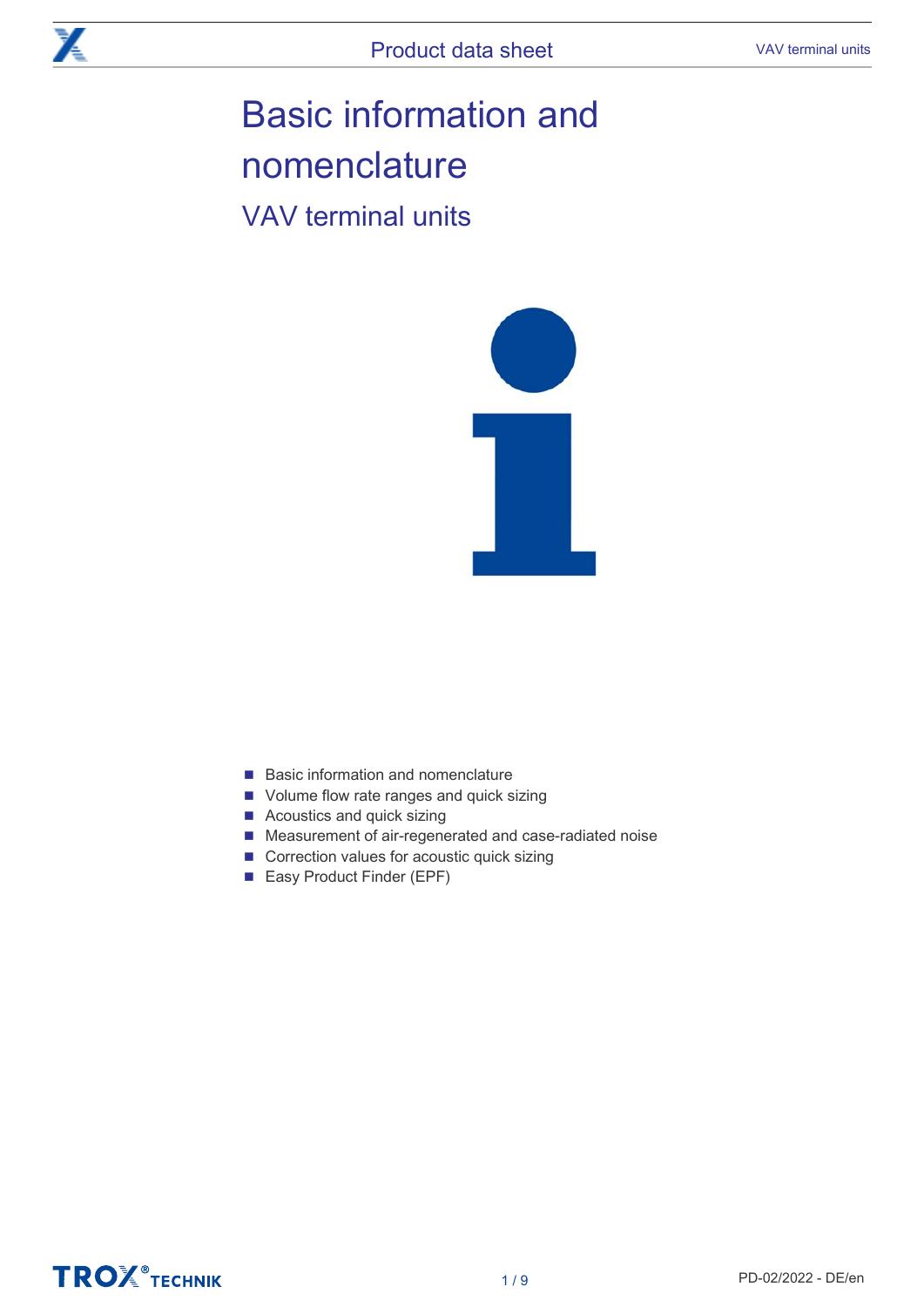# Basic information and nomenclature

## VAV terminal units

- Basic information and nomenclature
- Volume flow rate ranges and quick sizing
- Acoustics and quick sizing
- Measurement of air-regenerated and case-radiated noise
- Correction values for acoustic quick sizing
- Easy Product Finder (EPF)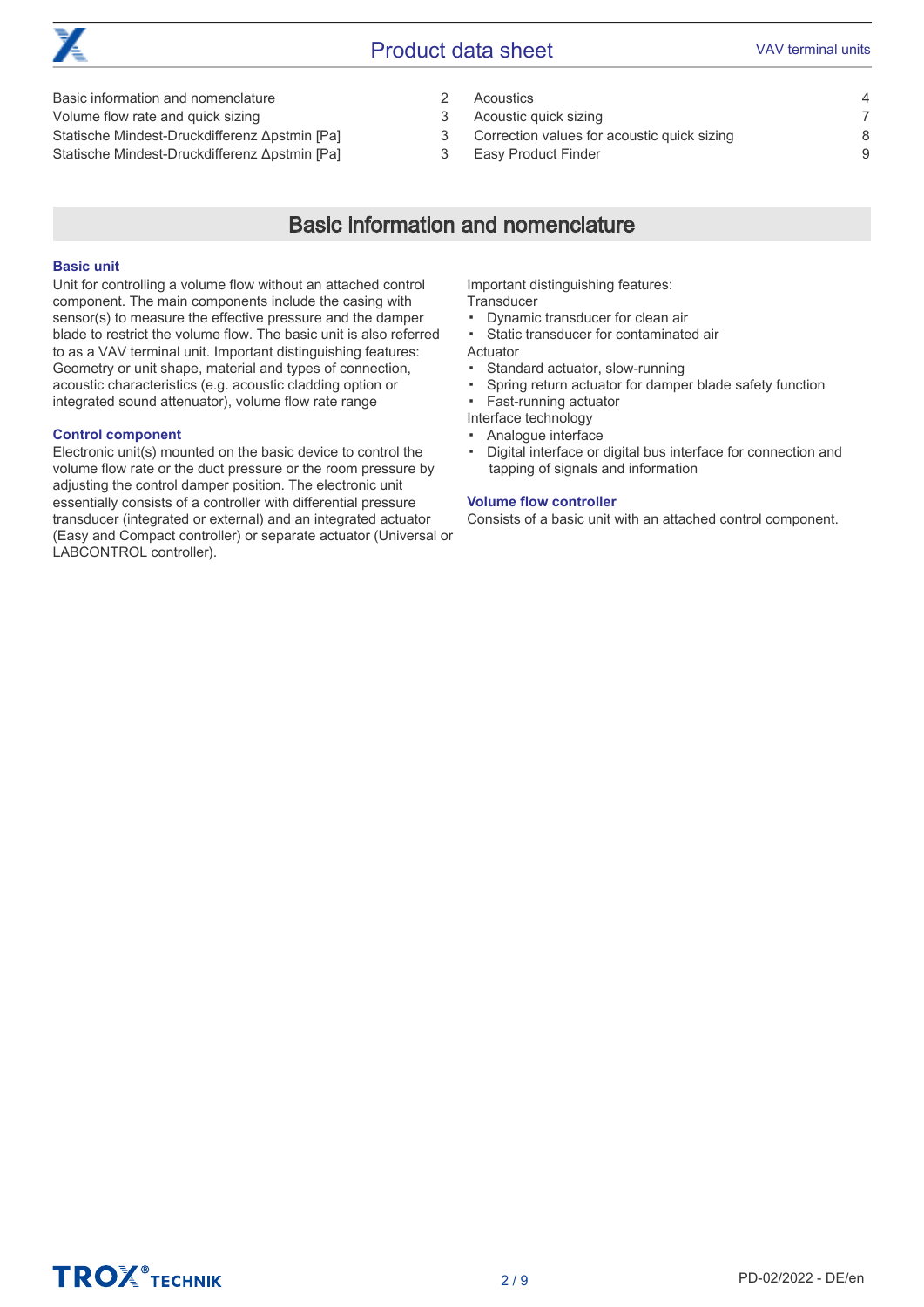| | | | |
|---|---|---|---|
| Basic information and nomenclature | 2 | Acoustics | 4 |
| Volume flow rate and quick sizing | 3 | Acoustic quick sizing | 7 |
| Statische Mindest-Druckdifferenz Δpstmin [Pa] | 3 | Correction values for acoustic quick sizing | 8 |
| Statische Mindest-Druckdifferenz Δpstmin [Pa] | 3 | Easy Product Finder | 9 |

## Basic information and nomenclature

### Basic unit

Unit for controlling a volume flow without an attached control component. The main components include the casing with sensor(s) to measure the effective pressure and the damper blade to restrict the volume flow. The basic unit is also referred to as a VAV terminal unit. Important distinguishing features: Geometry or unit shape, material and types of connection, acoustic characteristics (e.g. acoustic cladding option or integrated sound attenuator), volume flow rate range

### Control component

Electronic unit(s) mounted on the basic device to control the volume flow rate or the duct pressure or the room pressure by adjusting the control damper position. The electronic unit essentially consists of a controller with differential pressure transducer (integrated or external) and an integrated actuator (Easy and Compact controller) or separate actuator (Universal or LABCONTROL controller).

Important distinguishing features:

Transducer

- Dynamic transducer for clean air
- Static transducer for contaminated air

Actuator

- Standard actuator, slow-running
- Spring return actuator for damper blade safety function
- Fast-running actuator

Interface technology

- Analogue interface
- Digital interface or digital bus interface for connection and tapping of signals and information

### Volume flow controller

Consists of a basic unit with an attached control component.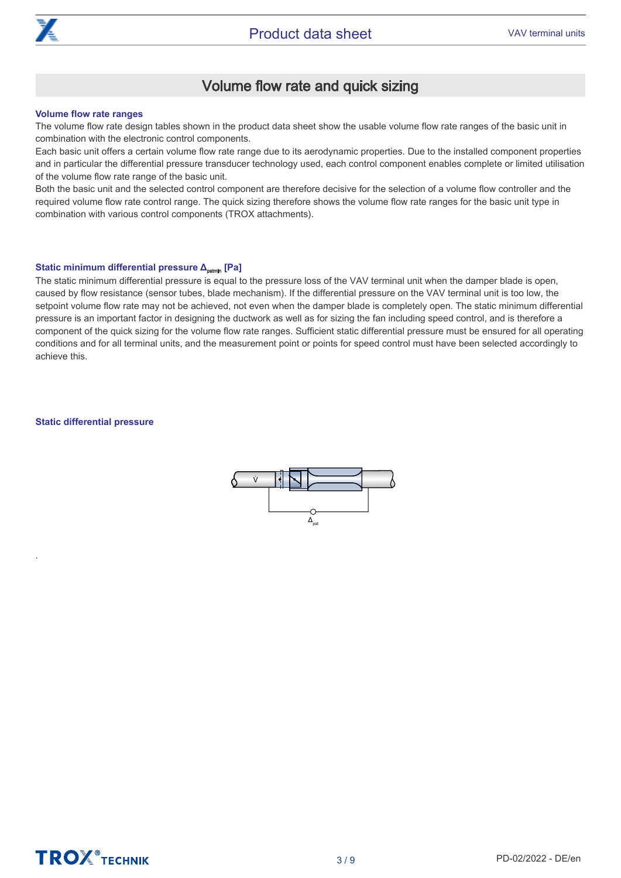## Volume flow rate and quick sizing

### Volume flow rate ranges

The volume flow rate design tables shown in the product data sheet show the usable volume flow rate ranges of the basic unit in combination with the electronic control components.

Each basic unit offers a certain volume flow rate range due to its aerodynamic properties. Due to the installed component properties and in particular the differential pressure transducer technology used, each control component enables complete or limited utilisation of the volume flow rate range of the basic unit.

Both the basic unit and the selected control component are therefore decisive for the selection of a volume flow controller and the required volume flow rate control range. The quick sizing therefore shows the volume flow rate ranges for the basic unit type in combination with various control components (TROX attachments).

### Static minimum differential pressure $\Delta_{pstmin}$ [Pa]

The static minimum differential pressure is equal to the pressure loss of the VAV terminal unit when the damper blade is open, caused by flow resistance (sensor tubes, blade mechanism). If the differential pressure on the VAV terminal unit is too low, the setpoint volume flow rate may not be achieved, not even when the damper blade is completely open. The static minimum differential pressure is an important factor in designing the ductwork as well as for sizing the fan including speed control, and is therefore a component of the quick sizing for the volume flow rate ranges. Sufficient static differential pressure must be ensured for all operating conditions and for all terminal units, and the measurement point or points for speed control must have been selected accordingly to achieve this.

### Static differential pressure

$\dot{V}$

$\Delta_{pst}$

.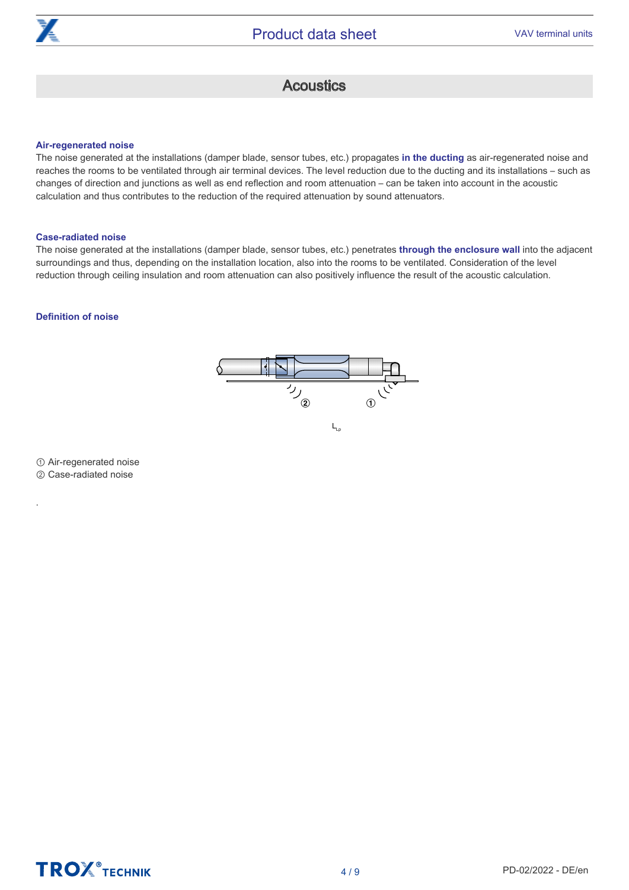## Acoustics

### Air-regenerated noise

The noise generated at the installations (damper blade, sensor tubes, etc.) propagates **in the ducting** as air-regenerated noise and reaches the rooms to be ventilated through air terminal devices. The level reduction due to the ducting and its installations – such as changes of direction and junctions as well as end reflection and room attenuation – can be taken into account in the acoustic calculation and thus contributes to the reduction of the required attenuation by sound attenuators.

### Case-radiated noise

The noise generated at the installations (damper blade, sensor tubes, etc.) penetrates **through the enclosure wall** into the adjacent surroundings and thus, depending on the installation location, also into the rooms to be ventilated. Consideration of the level reduction through ceiling insulation and room attenuation can also positively influence the result of the acoustic calculation.

### Definition of noise

① Air-regenerated noise
② Case-radiated noise

.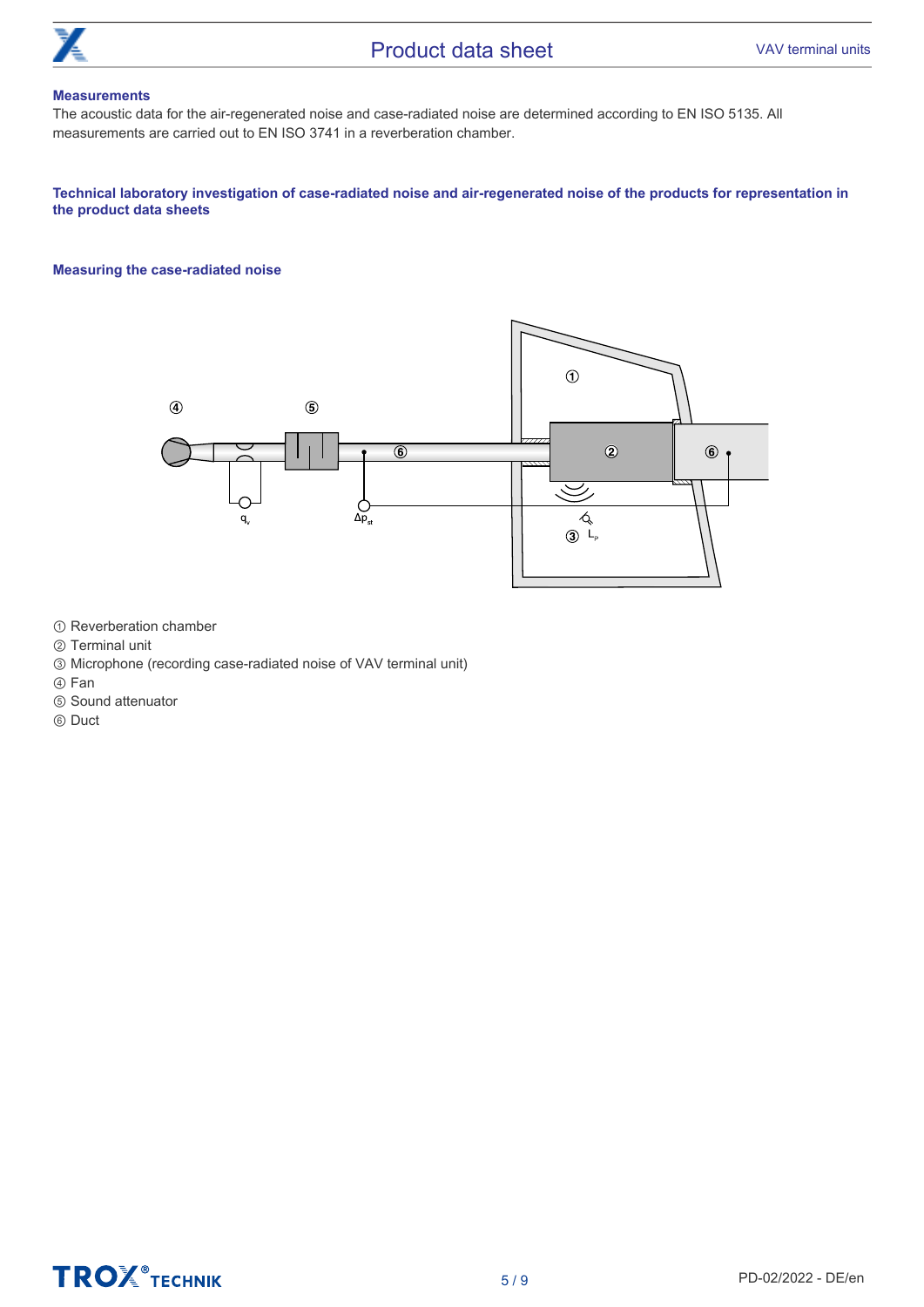### Measurements

The acoustic data for the air-regenerated noise and case-radiated noise are determined according to EN ISO 5135. All measurements are carried out to EN ISO 3741 in a reverberation chamber.

### Technical laboratory investigation of case-radiated noise and air-regenerated noise of the products for representation in the product data sheets

### Measuring the case-radiated noise

① Reverberation chamber
② Terminal unit
③ Microphone (recording case-radiated noise of VAV terminal unit)
④ Fan
⑤ Sound attenuator
⑥ Duct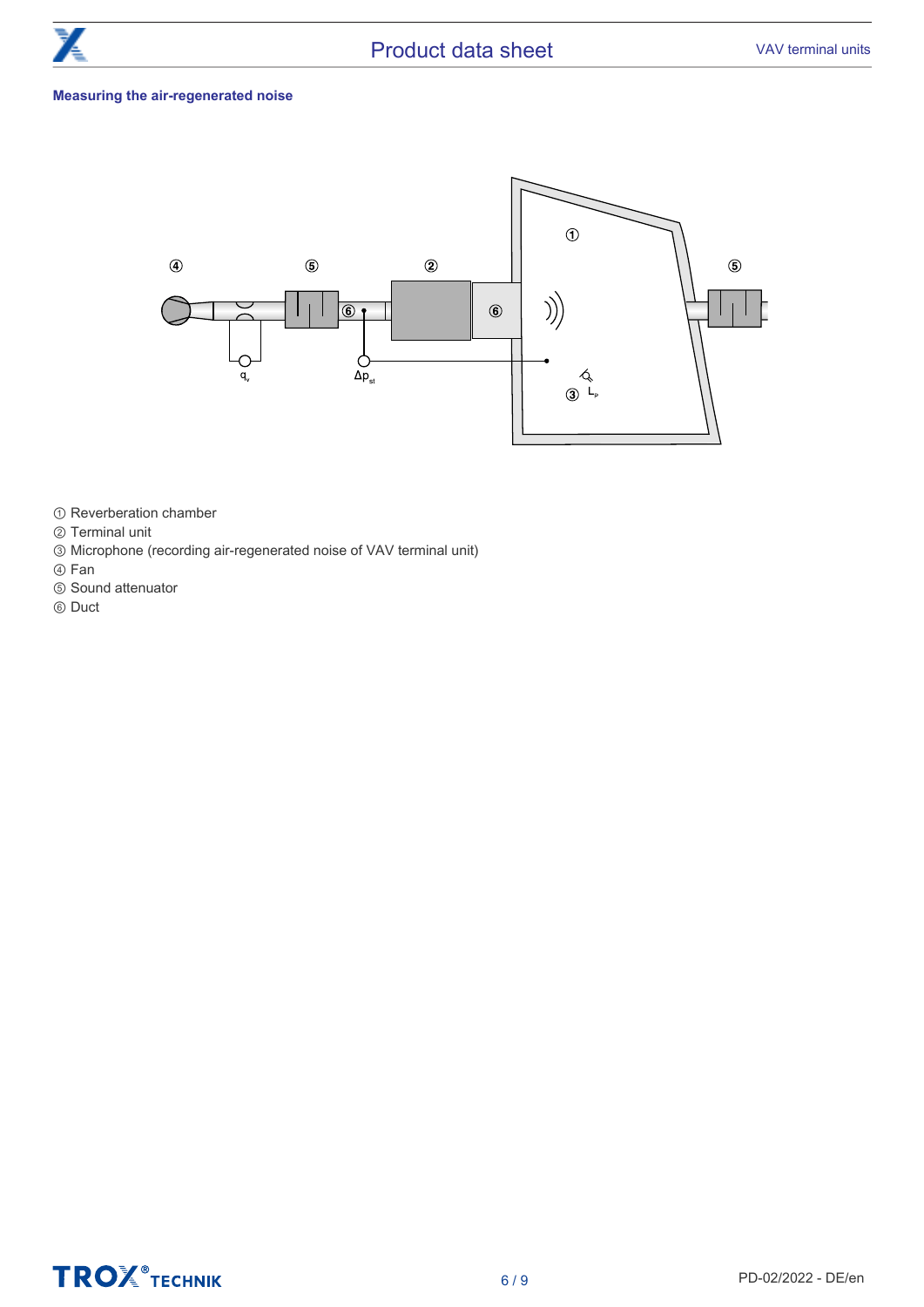### Measuring the air-regenerated noise

① Reverberation chamber
② Terminal unit
③ Microphone (recording air-regenerated noise of VAV terminal unit)
④ Fan
⑤ Sound attenuator
⑥ Duct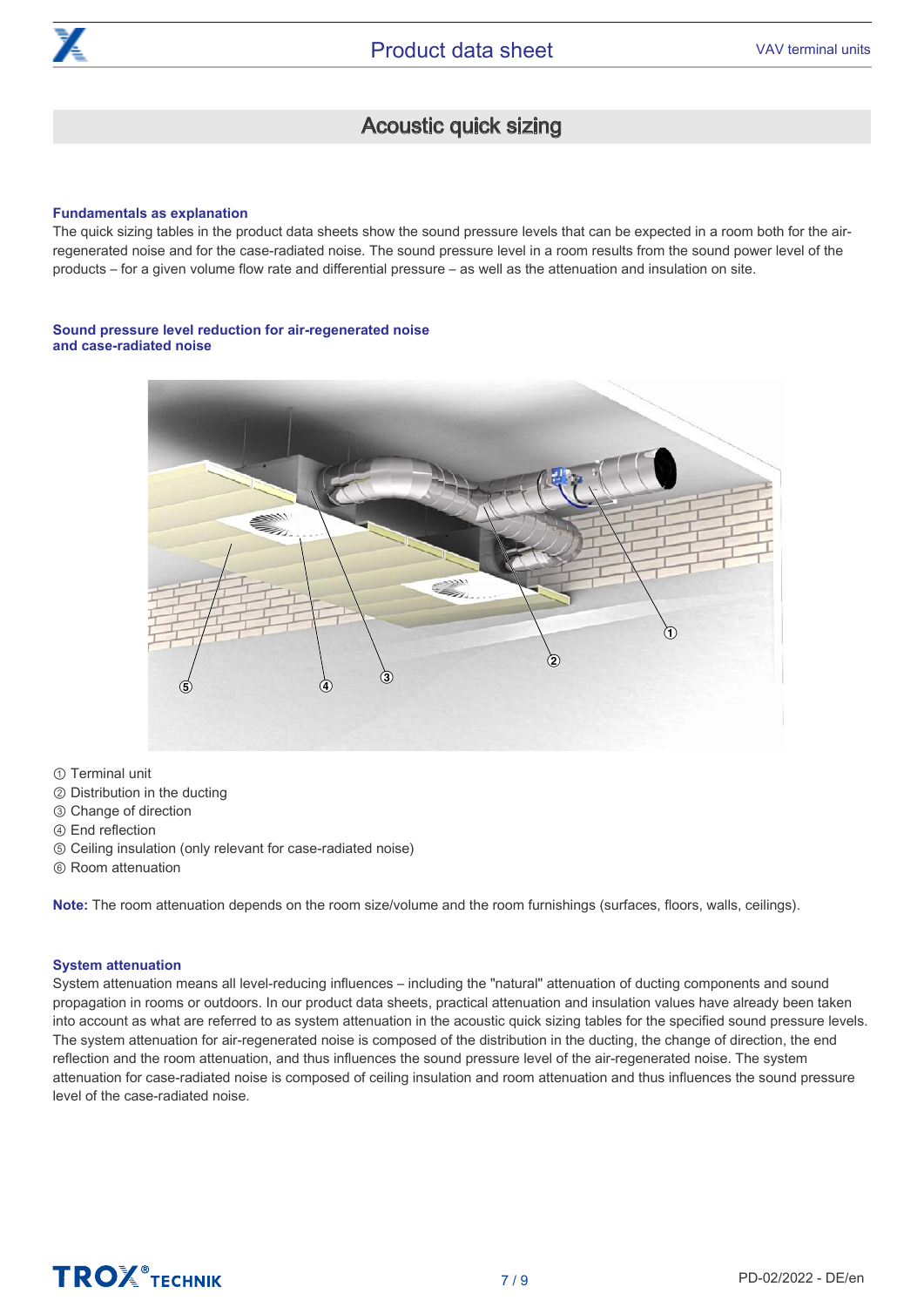## Acoustic quick sizing

### Fundamentals as explanation

The quick sizing tables in the product data sheets show the sound pressure levels that can be expected in a room both for the air-regenerated noise and for the case-radiated noise. The sound pressure level in a room results from the sound power level of the products – for a given volume flow rate and differential pressure – as well as the attenuation and insulation on site.

### Sound pressure level reduction for air-regenerated noise and case-radiated noise

① Terminal unit
② Distribution in the ducting
③ Change of direction
④ End reflection
⑤ Ceiling insulation (only relevant for case-radiated noise)
⑥ Room attenuation

**Note:** The room attenuation depends on the room size/volume and the room furnishings (surfaces, floors, walls, ceilings).

### System attenuation

System attenuation means all level-reducing influences – including the "natural" attenuation of ducting components and sound propagation in rooms or outdoors. In our product data sheets, practical attenuation and insulation values have already been taken into account as what are referred to as system attenuation in the acoustic quick sizing tables for the specified sound pressure levels. The system attenuation for air-regenerated noise is composed of the distribution in the ducting, the change of direction, the end reflection and the room attenuation, and thus influences the sound pressure level of the air-regenerated noise. The system attenuation for case-radiated noise is composed of ceiling insulation and room attenuation and thus influences the sound pressure level of the case-radiated noise.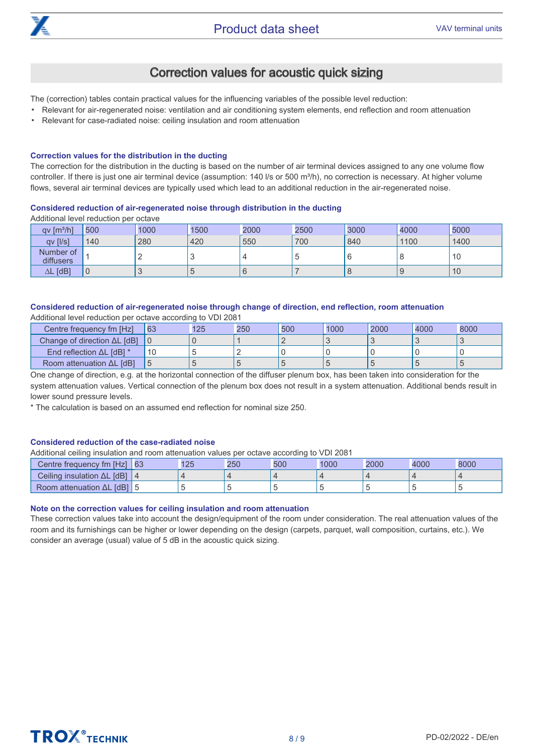# Correction values for acoustic quick sizing

The (correction) tables contain practical values for the influencing variables of the possible level reduction:

- Relevant for air-regenerated noise: ventilation and air conditioning system elements, end reflection and room attenuation
- Relevant for case-radiated noise: ceiling insulation and room attenuation

### Correction values for the distribution in the ducting

The correction for the distribution in the ducting is based on the number of air terminal devices assigned to any one volume flow controller. If there is just one air terminal device (assumption: 140 l/s or 500 m³/h), no correction is necessary. At higher volume flows, several air terminal devices are typically used which lead to an additional reduction in the air-regenerated noise.

### Considered reduction of air-regenerated noise through distribution in the ducting

Additional level reduction per octave

| qv [m³/h] | 500 | 1000 | 1500 | 2000 | 2500 | 3000 | 4000 | 5000 |
|---|---|---|---|---|---|---|---|---|
| qv [l/s] | 140 | 280 | 420 | 550 | 700 | 840 | 1100 | 1400 |
| Number of diffusers | 1 | 2 | 3 | 4 | 5 | 6 | 8 | 10 |
| ΔL [dB] | 0 | 3 | 5 | 6 | 7 | 8 | 9 | 10 |

### Considered reduction of air-regenerated noise through change of direction, end reflection, room attenuation

Additional level reduction per octave according to VDI 2081

| Centre frequency fm [Hz] | 63 | 125 | 250 | 500 | 1000 | 2000 | 4000 | 8000 |
|---|---|---|---|---|---|---|---|---|
| Change of direction ΔL [dB] | 0 | 0 | 1 | 2 | 3 | 3 | 3 | 3 |
| End reflection ΔL [dB] * | 10 | 5 | 2 | 0 | 0 | 0 | 0 | 0 |
| Room attenuation ΔL [dB] | 5 | 5 | 5 | 5 | 5 | 5 | 5 | 5 |

One change of direction, e.g. at the horizontal connection of the diffuser plenum box, has been taken into consideration for the system attenuation values. Vertical connection of the plenum box does not result in a system attenuation. Additional bends result in lower sound pressure levels.

* The calculation is based on an assumed end reflection for nominal size 250.

### Considered reduction of the case-radiated noise

Additional ceiling insulation and room attenuation values per octave according to VDI 2081

| Centre frequency fm [Hz] | 63 | 125 | 250 | 500 | 1000 | 2000 | 4000 | 8000 |
|---|---|---|---|---|---|---|---|---|
| Ceiling insulation ΔL [dB] | 4 | 4 | 4 | 4 | 4 | 4 | 4 | 4 |
| Room attenuation ΔL [dB] | 5 | 5 | 5 | 5 | 5 | 5 | 5 | 5 |

### Note on the correction values for ceiling insulation and room attenuation

These correction values take into account the design/equipment of the room under consideration. The real attenuation values of the room and its furnishings can be higher or lower depending on the design (carpets, parquet, wall composition, curtains, etc.). We consider an average (usual) value of 5 dB in the acoustic quick sizing.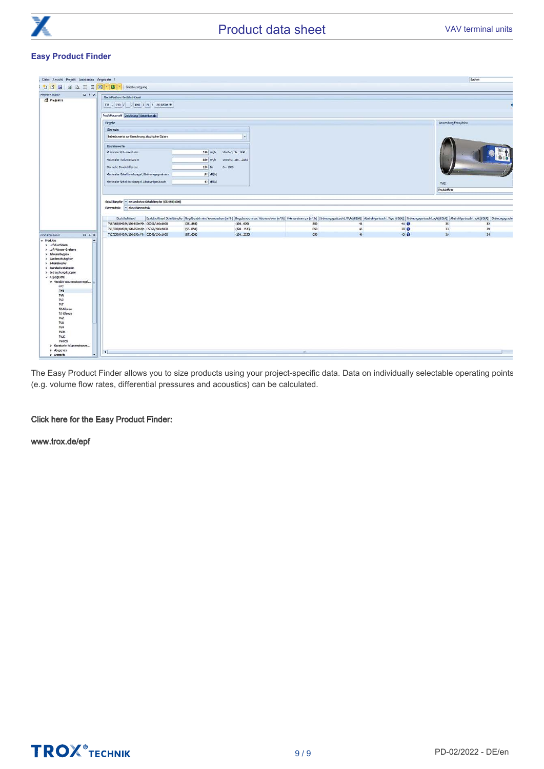## Easy Product Finder

The Easy Product Finder allows you to size products using your project-specific data. Data on individually selectable operating points (e.g. volume flow rates, differential pressures and acoustics) can be calculated.

Click here for the Easy Product Finder:

www.trox.de/epf